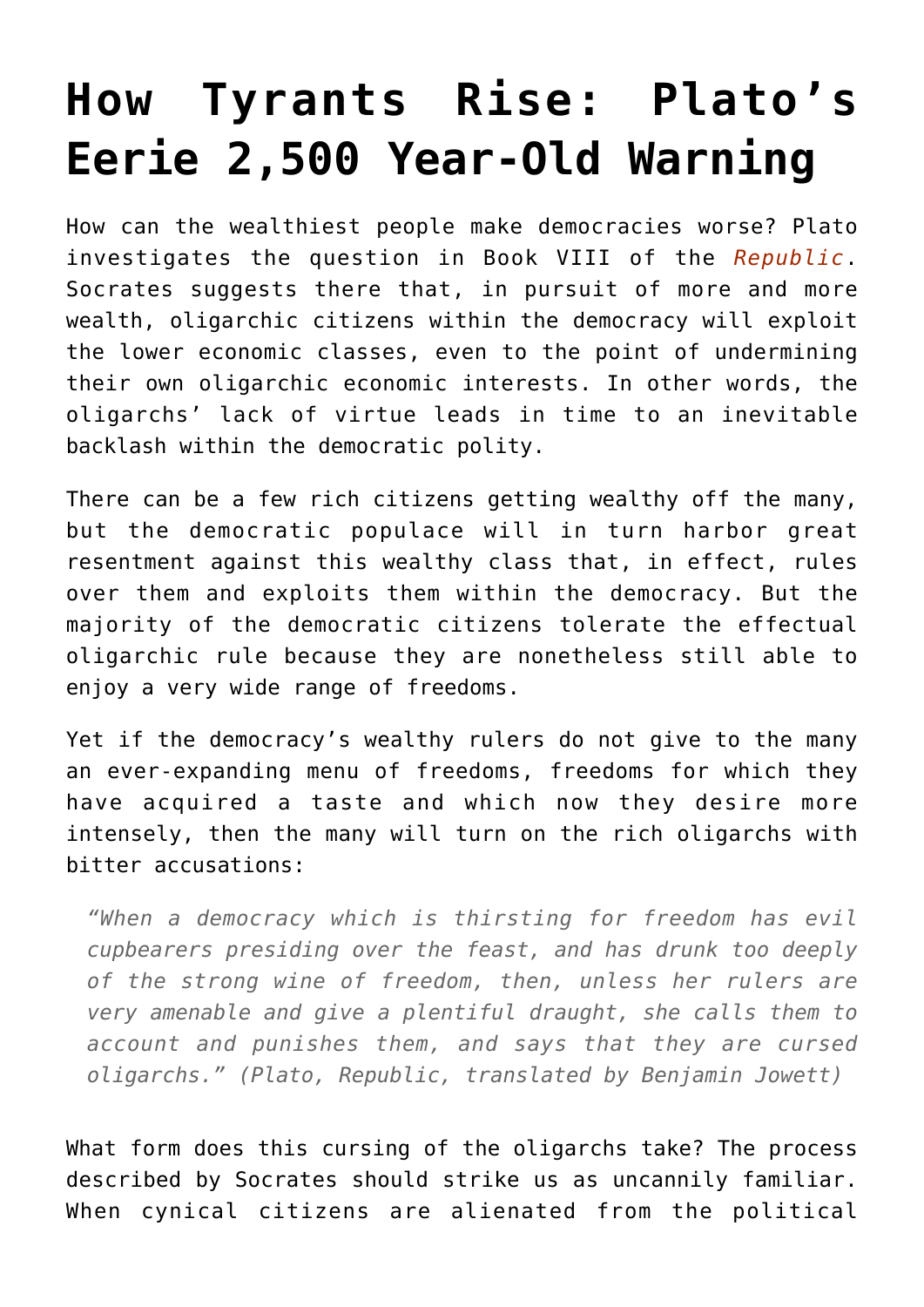# How Tyrants Rise: Plato's Eerie 2,500 Year-Old Warning

How can the wealthiest people make democracies worse? Plato investigates the question in Book VIII of the *Republic*. Socrates suggests there that, in pursuit of more and more wealth, oligarchic citizens within the democracy will exploit the lower economic classes, even to the point of undermining their own oligarchic economic interests. In other words, the oligarchs' lack of virtue leads in time to an inevitable backlash within the democratic polity.

There can be a few rich citizens getting wealthy off the many, but the democratic populace will in turn harbor great resentment against this wealthy class that, in effect, rules over them and exploits them within the democracy. But the majority of the democratic citizens tolerate the effectual oligarchic rule because they are nonetheless still able to enjoy a very wide range of freedoms.

Yet if the democracy's wealthy rulers do not give to the many an ever-expanding menu of freedoms, freedoms for which they have acquired a taste and which now they desire more intensely, then the many will turn on the rich oligarchs with bitter accusations:

> *"When a democracy which is thirsting for freedom has evil cupbearers presiding over the feast, and has drunk too deeply of the strong wine of freedom, then, unless her rulers are very amenable and give a plentiful draught, she calls them to account and punishes them, and says that they are cursed oligarchs." (Plato, Republic, translated by Benjamin Jowett)*

What form does this cursing of the oligarchs take? The process described by Socrates should strike us as uncannily familiar. When cynical citizens are alienated from the political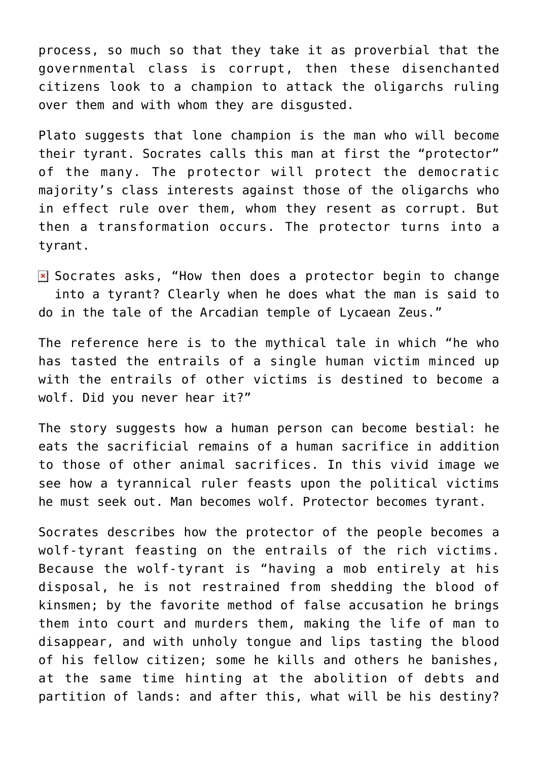process, so much so that they take it as proverbial that the governmental class is corrupt, then these disenchanted citizens look to a champion to attack the oligarchs ruling over them and with whom they are disgusted.

Plato suggests that lone champion is the man who will become their tyrant. Socrates calls this man at first the "protector" of the many. The protector will protect the democratic majority's class interests against those of the oligarchs who in effect rule over them, whom they resent as corrupt. But then a transformation occurs. The protector turns into a tyrant.

Socrates asks, "How then does a protector begin to change into a tyrant? Clearly when he does what the man is said to do in the tale of the Arcadian temple of Lycaean Zeus."

The reference here is to the mythical tale in which "he who has tasted the entrails of a single human victim minced up with the entrails of other victims is destined to become a wolf. Did you never hear it?"

The story suggests how a human person can become bestial: he eats the sacrificial remains of a human sacrifice in addition to those of other animal sacrifices. In this vivid image we see how a tyrannical ruler feasts upon the political victims he must seek out. Man becomes wolf. Protector becomes tyrant.

Socrates describes how the protector of the people becomes a wolf-tyrant feasting on the entrails of the rich victims. Because the wolf-tyrant is "having a mob entirely at his disposal, he is not restrained from shedding the blood of kinsmen; by the favorite method of false accusation he brings them into court and murders them, making the life of man to disappear, and with unholy tongue and lips tasting the blood of his fellow citizen; some he kills and others he banishes, at the same time hinting at the abolition of debts and partition of lands: and after this, what will be his destiny?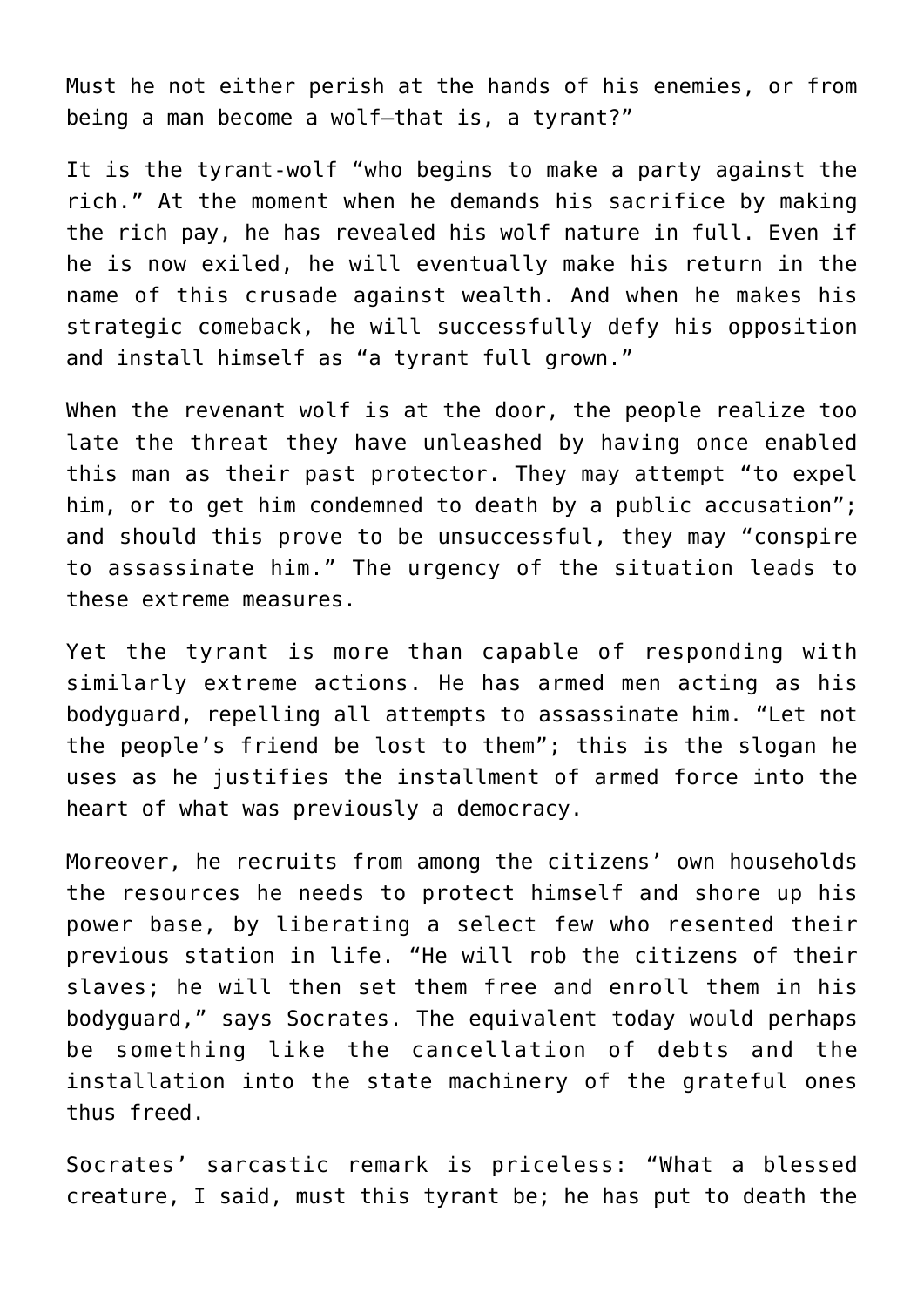Must he not either perish at the hands of his enemies, or from being a man become a wolf—that is, a tyrant?”

It is the tyrant-wolf “who begins to make a party against the rich.” At the moment when he demands his sacrifice by making the rich pay, he has revealed his wolf nature in full. Even if he is now exiled, he will eventually make his return in the name of this crusade against wealth. And when he makes his strategic comeback, he will successfully defy his opposition and install himself as “a tyrant full grown.”

When the revenant wolf is at the door, the people realize too late the threat they have unleashed by having once enabled this man as their past protector. They may attempt “to expel him, or to get him condemned to death by a public accusation”; and should this prove to be unsuccessful, they may “conspire to assassinate him.” The urgency of the situation leads to these extreme measures.

Yet the tyrant is more than capable of responding with similarly extreme actions. He has armed men acting as his bodyguard, repelling all attempts to assassinate him. “Let not the people’s friend be lost to them”; this is the slogan he uses as he justifies the installment of armed force into the heart of what was previously a democracy.

Moreover, he recruits from among the citizens’ own households the resources he needs to protect himself and shore up his power base, by liberating a select few who resented their previous station in life. “He will rob the citizens of their slaves; he will then set them free and enroll them in his bodyguard,” says Socrates. The equivalent today would perhaps be something like the cancellation of debts and the installation into the state machinery of the grateful ones thus freed.

Socrates’ sarcastic remark is priceless: “What a blessed creature, I said, must this tyrant be; he has put to death the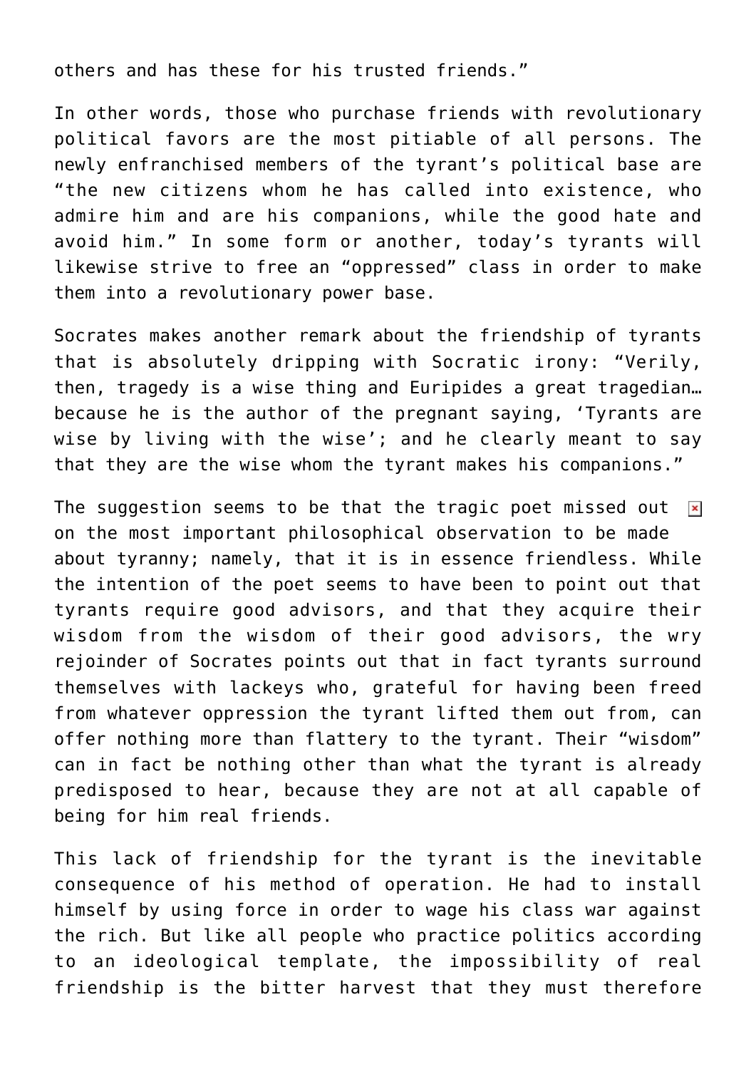others and has these for his trusted friends."

In other words, those who purchase friends with revolutionary political favors are the most pitiable of all persons. The newly enfranchised members of the tyrant's political base are "the new citizens whom he has called into existence, who admire him and are his companions, while the good hate and avoid him." In some form or another, today's tyrants will likewise strive to free an "oppressed" class in order to make them into a revolutionary power base.

Socrates makes another remark about the friendship of tyrants that is absolutely dripping with Socratic irony: "Verily, then, tragedy is a wise thing and Euripides a great tragedian… because he is the author of the pregnant saying, 'Tyrants are wise by living with the wise'; and he clearly meant to say that they are the wise whom the tyrant makes his companions."

The suggestion seems to be that the tragic poet missed out on the most important philosophical observation to be made about tyranny; namely, that it is in essence friendless. While the intention of the poet seems to have been to point out that tyrants require good advisors, and that they acquire their wisdom from the wisdom of their good advisors, the wry rejoinder of Socrates points out that in fact tyrants surround themselves with lackeys who, grateful for having been freed from whatever oppression the tyrant lifted them out from, can offer nothing more than flattery to the tyrant. Their "wisdom" can in fact be nothing other than what the tyrant is already predisposed to hear, because they are not at all capable of being for him real friends.

This lack of friendship for the tyrant is the inevitable consequence of his method of operation. He had to install himself by using force in order to wage his class war against the rich. But like all people who practice politics according to an ideological template, the impossibility of real friendship is the bitter harvest that they must therefore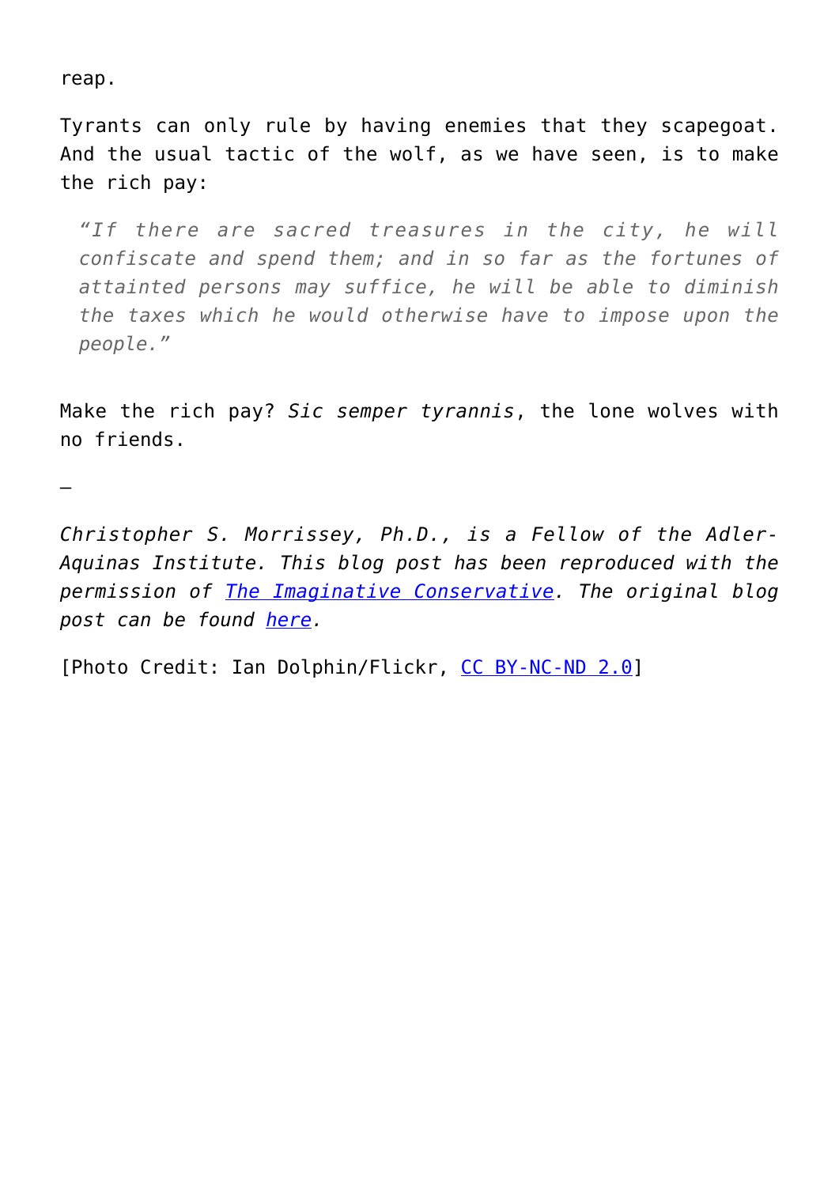reap.

Tyrants can only rule by having enemies that they scapegoat. And the usual tactic of the wolf, as we have seen, is to make the rich pay:

> *"If there are sacred treasures in the city, he will confiscate and spend them; and in so far as the fortunes of attainted persons may suffice, he will be able to diminish the taxes which he would otherwise have to impose upon the people."*

Make the rich pay? *Sic semper tyrannis*, the lone wolves with no friends.

—

*Christopher S. Morrissey, Ph.D., is a Fellow of the Adler-Aquinas Institute. This blog post has been reproduced with the permission of [The Imaginative Conservative](). The original blog post can be found [here]().*

[Photo Credit: Ian Dolphin/Flickr, [CC BY-NC-ND 2.0]()]